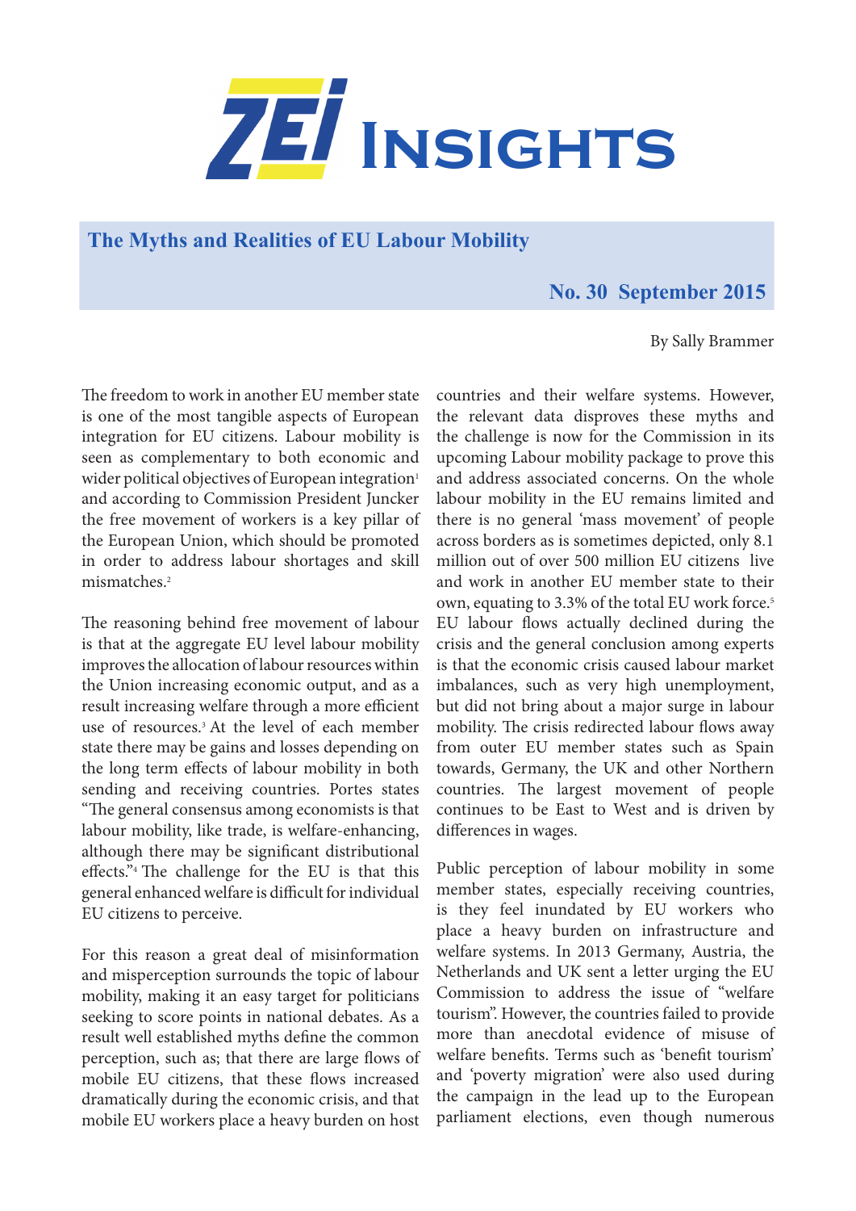# ZEI Insights

## The Myths and Realities of EU Labour Mobility

**No. 30 September 2015**

By Sally Brammer

The freedom to work in another EU member state is one of the most tangible aspects of European integration for EU citizens. Labour mobility is seen as complementary to both economic and wider political objectives of European integration[1] and according to Commission President Juncker the free movement of workers is a key pillar of the European Union, which should be promoted in order to address labour shortages and skill mismatches.[2]

The reasoning behind free movement of labour is that at the aggregate EU level labour mobility improves the allocation of labour resources within the Union increasing economic output, and as a result increasing welfare through a more efficient use of resources.[3] At the level of each member state there may be gains and losses depending on the long term effects of labour mobility in both sending and receiving countries. Portes states "The general consensus among economists is that labour mobility, like trade, is welfare-enhancing, although there may be significant distributional effects."[4] The challenge for the EU is that this general enhanced welfare is difficult for individual EU citizens to perceive.

For this reason a great deal of misinformation and misperception surrounds the topic of labour mobility, making it an easy target for politicians seeking to score points in national debates. As a result well established myths define the common perception, such as; that there are large flows of mobile EU citizens, that these flows increased dramatically during the economic crisis, and that mobile EU workers place a heavy burden on host countries and their welfare systems. However, the relevant data disproves these myths and the challenge is now for the Commission in its upcoming Labour mobility package to prove this and address associated concerns. On the whole labour mobility in the EU remains limited and there is no general 'mass movement' of people across borders as is sometimes depicted, only 8.1 million out of over 500 million EU citizens live and work in another EU member state to their own, equating to 3.3% of the total EU work force.[5] EU labour flows actually declined during the crisis and the general conclusion among experts is that the economic crisis caused labour market imbalances, such as very high unemployment, but did not bring about a major surge in labour mobility. The crisis redirected labour flows away from outer EU member states such as Spain towards, Germany, the UK and other Northern countries. The largest movement of people continues to be East to West and is driven by differences in wages.

Public perception of labour mobility in some member states, especially receiving countries, is they feel inundated by EU workers who place a heavy burden on infrastructure and welfare systems. In 2013 Germany, Austria, the Netherlands and UK sent a letter urging the EU Commission to address the issue of "welfare tourism". However, the countries failed to provide more than anecdotal evidence of misuse of welfare benefits. Terms such as 'benefit tourism' and 'poverty migration' were also used during the campaign in the lead up to the European parliament elections, even though numerous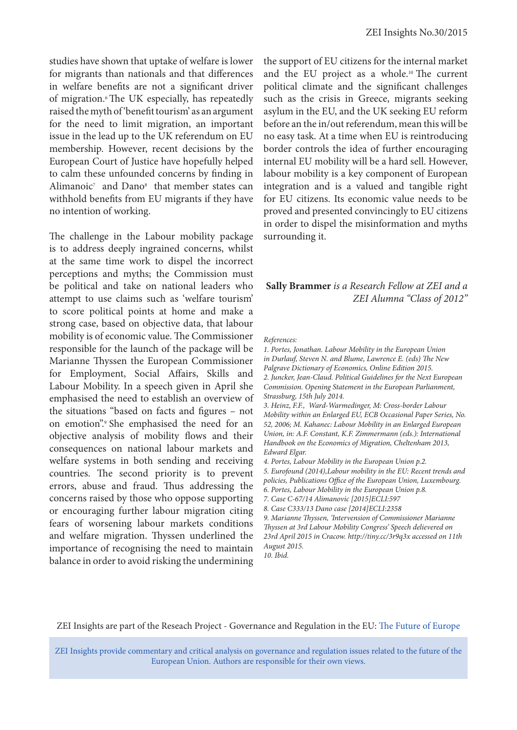studies have shown that uptake of welfare is lower for migrants than nationals and that differences in welfare benefits are not a significant driver of migration.[6] The UK especially, has repeatedly raised the myth of 'benefit tourism' as an argument for the need to limit migration, an important issue in the lead up to the UK referendum on EU membership. However, recent decisions by the European Court of Justice have hopefully helped to calm these unfounded concerns by finding in Alimanoic[7] and Dano[8] that member states can withhold benefits from EU migrants if they have no intention of working.

The challenge in the Labour mobility package is to address deeply ingrained concerns, whilst at the same time work to dispel the incorrect perceptions and myths; the Commission must be political and take on national leaders who attempt to use claims such as 'welfare tourism' to score political points at home and make a strong case, based on objective data, that labour mobility is of economic value. The Commissioner responsible for the launch of the package will be Marianne Thyssen the European Commissioner for Employment, Social Affairs, Skills and Labour Mobility. In a speech given in April she emphasised the need to establish an overview of the situations "based on facts and figures – not on emotion".[9] She emphasised the need for an objective analysis of mobility flows and their consequences on national labour markets and welfare systems in both sending and receiving countries. The second priority is to prevent errors, abuse and fraud. Thus addressing the concerns raised by those who oppose supporting or encouraging further labour migration citing fears of worsening labour markets conditions and welfare migration. Thyssen underlined the importance of recognising the need to maintain balance in order to avoid risking the undermining the support of EU citizens for the internal market and the EU project as a whole.[10] The current political climate and the significant challenges such as the crisis in Greece, migrants seeking asylum in the EU, and the UK seeking EU reform before an the in/out referendum, mean this will be no easy task. At a time when EU is reintroducing border controls the idea of further encouraging internal EU mobility will be a hard sell. However, labour mobility is a key component of European integration and is a valued and tangible right for EU citizens. Its economic value needs to be proved and presented convincingly to EU citizens in order to dispel the misinformation and myths surrounding it.

**Sally Brammer** *is a Research Fellow at ZEI and a ZEI Alumna "Class of 2012"*

*References:*

*1. Portes, Jonathan. Labour Mobility in the European Union in Durlauf, Steven N. and Blume, Lawrence E. (eds) The New Palgrave Dictionary of Economics, Online Edition 2015.*
*2. Juncker, Jean-Claud. Political Guidelines for the Next European Commission. Opening Statement in the European Parliament, Strassburg, 15th July 2014.*
*3. Heinz, F.F., Ward-Warmedinger, M: Cross-border Labour Mobility within an Enlarged EU, ECB Occasional Paper Series, No. 52, 2006; M. Kahanec: Labour Mobility in an Enlarged European Union, in: A.F. Constant, K.F. Zimmermann (eds.): International Handbook on the Economics of Migration, Cheltenham 2013, Edward Elgar.*
*4. Portes, Labour Mobility in the European Union p.2.*
*5. Eurofound (2014),Labour mobility in the EU: Recent trends and policies, Publications Office of the European Union, Luxembourg.*
*6. Portes, Labour Mobility in the European Union p.8.*
*7. Case C-67/14 Alimanovic [2015]ECLI:597*
*8. Case C333/13 Dano case [2014]ECLI:2358*
*9. Marianne Thyssen, 'Intervension of Commissioner Marianne Thyssen at 3rd Labour Mobility Congress' Speech delievered on 23rd April 2015 in Cracow. http://tiny.cc/3r9q3x accessed on 11th August 2015.*
*10. Ibid.*

ZEI Insights are part of the Reseach Project - Governance and Regulation in the EU: The Future of Europe

ZEI Insights provide commentary and critical analysis on governance and regulation issues related to the future of the European Union. Authors are responsible for their own views.